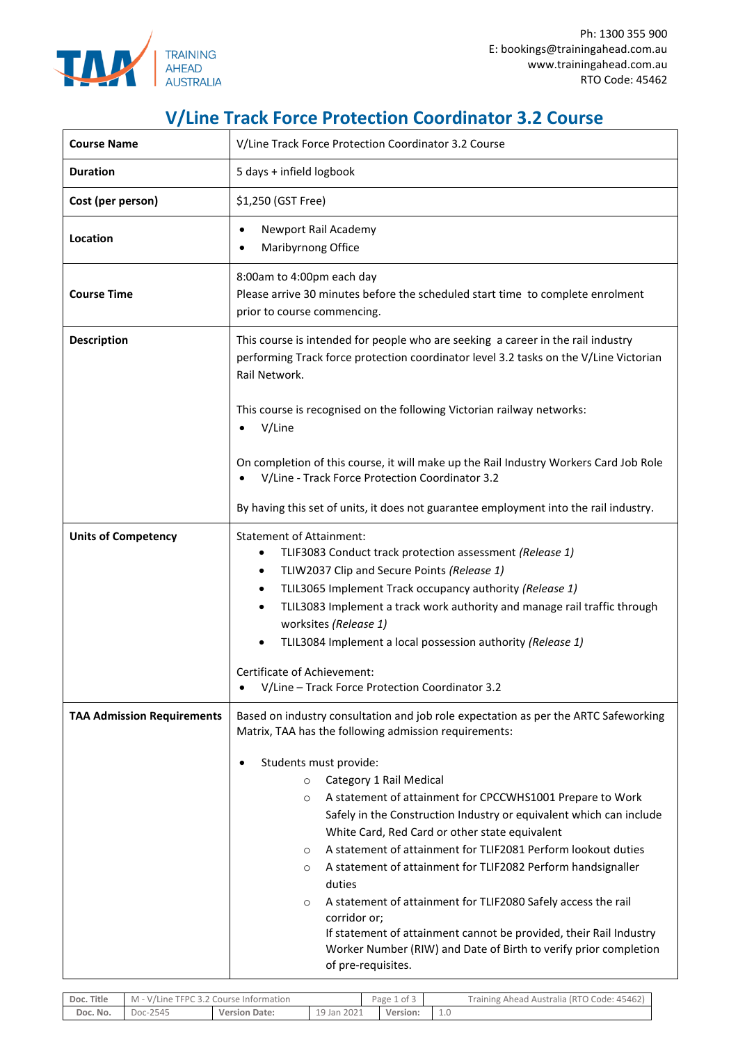Ph: 1300 355 900
E: bookings@trainingahead.com.au
www.trainingahead.com.au
RTO Code: 45462

# V/Line Track Force Protection Coordinator 3.2 Course

| | |
|---|---|
| **Course Name** | V/Line Track Force Protection Coordinator 3.2 Course |
| **Duration** | 5 days + infield logbook |
| **Cost (per person)** | $1,250 (GST Free) |
| **Location** | • Newport Rail Academy<br>• Maribyrnong Office |
| **Course Time** | 8:00am to 4:00pm each day<br>Please arrive 30 minutes before the scheduled start time to complete enrolment prior to course commencing. |
| **Description** | This course is intended for people who are seeking a career in the rail industry performing Track force protection coordinator level 3.2 tasks on the V/Line Victorian Rail Network.<br><br>This course is recognised on the following Victorian railway networks:<br>• V/Line<br><br>On completion of this course, it will make up the Rail Industry Workers Card Job Role<br>• V/Line - Track Force Protection Coordinator 3.2<br><br>By having this set of units, it does not guarantee employment into the rail industry. |
| **Units of Competency** | Statement of Attainment:<br>• TLIF3083 Conduct track protection assessment *(Release 1)*<br>• TLIW2037 Clip and Secure Points *(Release 1)*<br>• TLIL3065 Implement Track occupancy authority *(Release 1)*<br>• TLIL3083 Implement a track work authority and manage rail traffic through worksites *(Release 1)*<br>• TLIL3084 Implement a local possession authority *(Release 1)*<br><br>Certificate of Achievement:<br>• V/Line – Track Force Protection Coordinator 3.2 |
| **TAA Admission Requirements** | Based on industry consultation and job role expectation as per the ARTC Safeworking Matrix, TAA has the following admission requirements:<br><br>• Students must provide:<br>  ○ Category 1 Rail Medical<br>  ○ A statement of attainment for CPCCWHS1001 Prepare to Work Safely in the Construction Industry or equivalent which can include White Card, Red Card or other state equivalent<br>  ○ A statement of attainment for TLIF2081 Perform lookout duties<br>  ○ A statement of attainment for TLIF2082 Perform handsignaller duties<br>  ○ A statement of attainment for TLIF2080 Safely access the rail corridor or;<br>  If statement of attainment cannot be provided, their Rail Industry Worker Number (RIW) and Date of Birth to verify prior completion of pre-requisites. |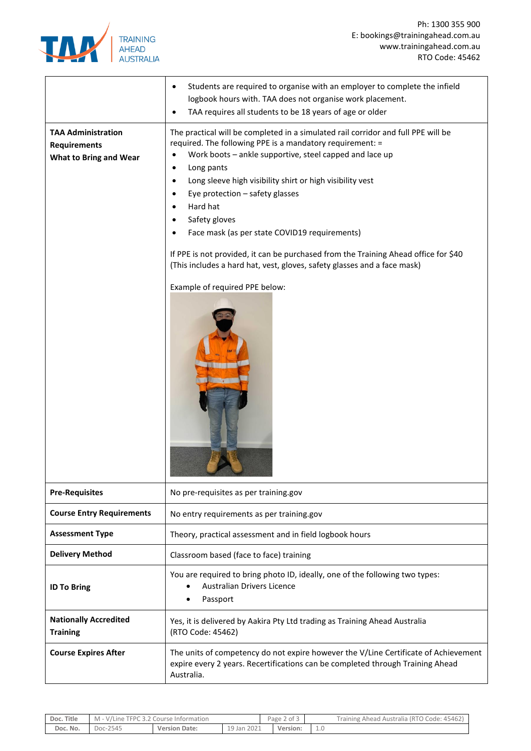| | |
|---|---|
| | • Students are required to organise with an employer to complete the infield logbook hours with. TAA does not organise work placement.<br>• TAA requires all students to be 18 years of age or older |
| **TAA Administration Requirements**<br>**What to Bring and Wear** | The practical will be completed in a simulated rail corridor and full PPE will be required. The following PPE is a mandatory requirement: =<br>• Work boots – ankle supportive, steel capped and lace up<br>• Long pants<br>• Long sleeve high visibility shirt or high visibility vest<br>• Eye protection – safety glasses<br>• Hard hat<br>• Safety gloves<br>• Face mask (as per state COVID19 requirements)<br><br>If PPE is not provided, it can be purchased from the Training Ahead office for $40 (This includes a hard hat, vest, gloves, safety glasses and a face mask)<br><br>Example of required PPE below: |
| **Pre-Requisites** | No pre-requisites as per training.gov |
| **Course Entry Requirements** | No entry requirements as per training.gov |
| **Assessment Type** | Theory, practical assessment and in field logbook hours |
| **Delivery Method** | Classroom based (face to face) training |
| **ID To Bring** | You are required to bring photo ID, ideally, one of the following two types:<br>• Australian Drivers Licence<br>• Passport |
| **Nationally Accredited Training** | Yes, it is delivered by Aakira Pty Ltd trading as Training Ahead Australia (RTO Code: 45462) |
| **Course Expires After** | The units of competency do not expire however the V/Line Certificate of Achievement expire every 2 years. Recertifications can be completed through Training Ahead Australia. |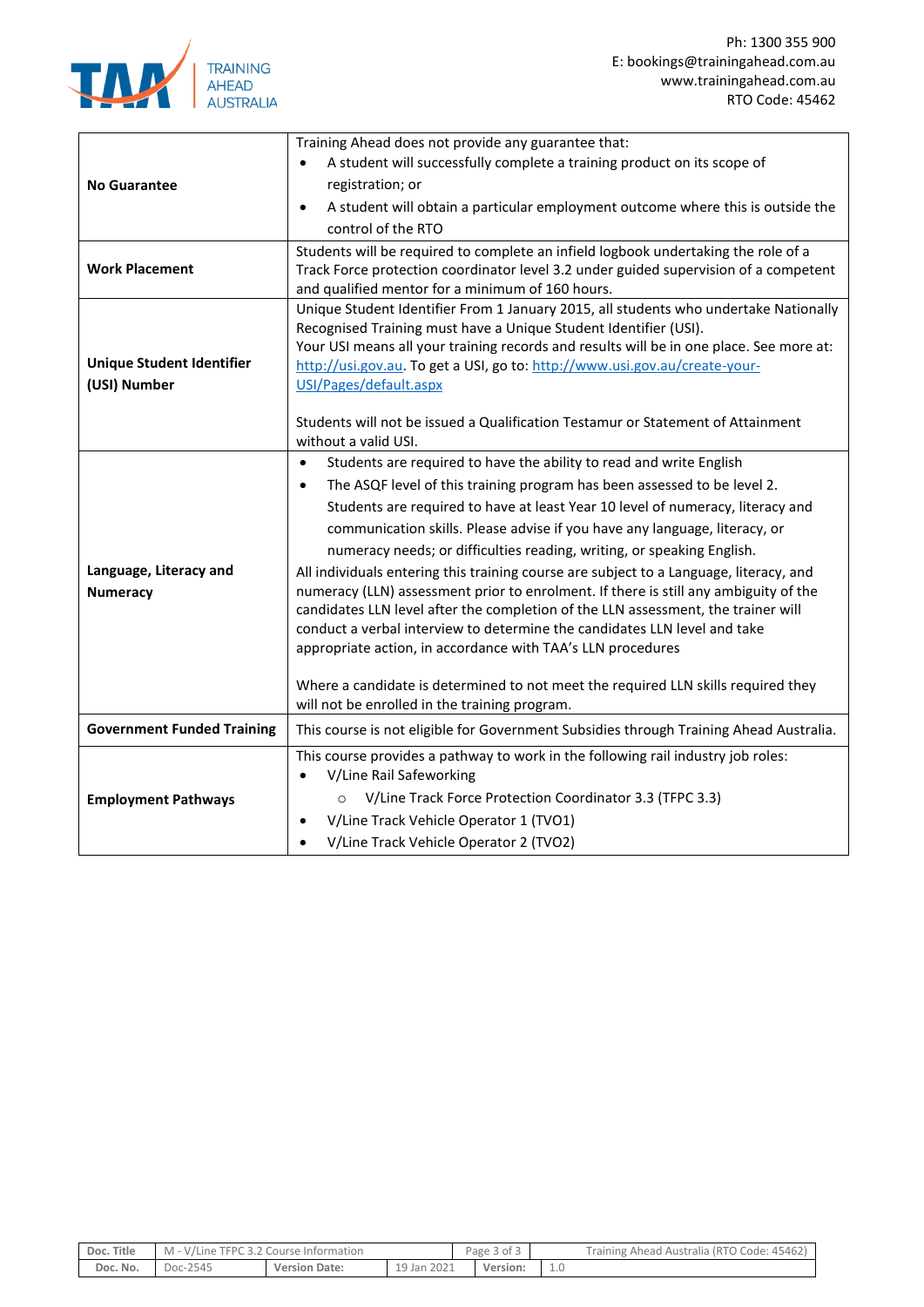| | |
|---|---|
| **No Guarantee** | Training Ahead does not provide any guarantee that:<br>• A student will successfully complete a training product on its scope of registration; or<br>• A student will obtain a particular employment outcome where this is outside the control of the RTO |
| **Work Placement** | Students will be required to complete an infield logbook undertaking the role of a Track Force protection coordinator level 3.2 under guided supervision of a competent and qualified mentor for a minimum of 160 hours. |
| **Unique Student Identifier (USI) Number** | Unique Student Identifier From 1 January 2015, all students who undertake Nationally Recognised Training must have a Unique Student Identifier (USI).<br>Your USI means all your training records and results will be in one place. See more at: http://usi.gov.au. To get a USI, go to: http://www.usi.gov.au/create-your-USI/Pages/default.aspx<br><br>Students will not be issued a Qualification Testamur or Statement of Attainment without a valid USI. |
| **Language, Literacy and Numeracy** | • Students are required to have the ability to read and write English<br>• The ASQF level of this training program has been assessed to be level 2. Students are required to have at least Year 10 level of numeracy, literacy and communication skills. Please advise if you have any language, literacy, or numeracy needs; or difficulties reading, writing, or speaking English.<br>All individuals entering this training course are subject to a Language, literacy, and numeracy (LLN) assessment prior to enrolment. If there is still any ambiguity of the candidates LLN level after the completion of the LLN assessment, the trainer will conduct a verbal interview to determine the candidates LLN level and take appropriate action, in accordance with TAA's LLN procedures<br><br>Where a candidate is determined to not meet the required LLN skills required they will not be enrolled in the training program. |
| **Government Funded Training** | This course is not eligible for Government Subsidies through Training Ahead Australia. |
| **Employment Pathways** | This course provides a pathway to work in the following rail industry job roles:<br>• V/Line Rail Safeworking<br>  ○ V/Line Track Force Protection Coordinator 3.3 (TFPC 3.3)<br>• V/Line Track Vehicle Operator 1 (TVO1)<br>• V/Line Track Vehicle Operator 2 (TVO2) |